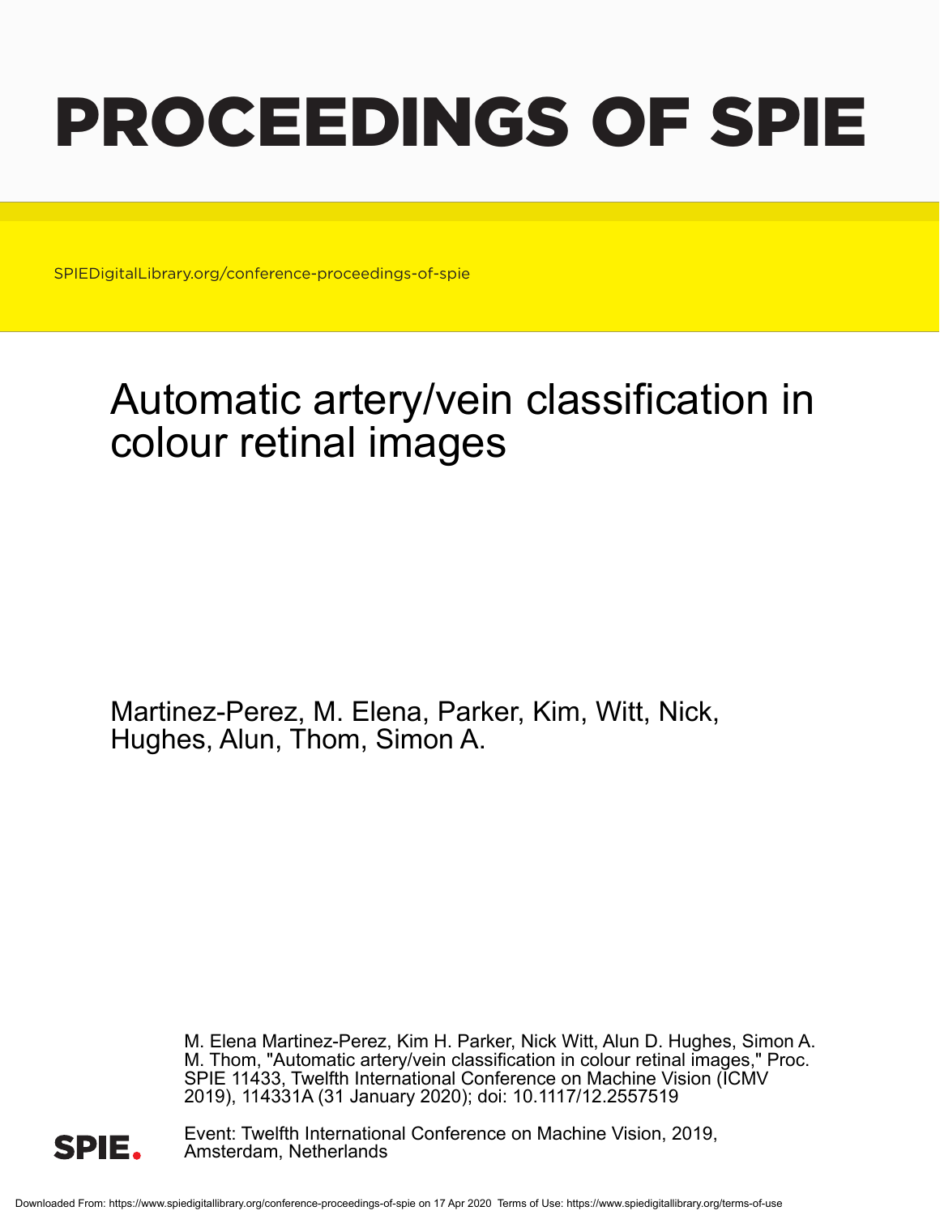# PROCEEDINGS OF SPIE

SPIEDigitalLibrary.org/conference-proceedings-of-spie

# Automatic artery/vein classification in colour retinal images

Martinez-Perez, M. Elena, Parker, Kim, Witt, Nick, Hughes, Alun, Thom, Simon A.

M. Elena Martinez-Perez, Kim H. Parker, Nick Witt, Alun D. Hughes, Simon A. M. Thom, "Automatic artery/vein classification in colour retinal images," Proc. SPIE 11433, Twelfth International Conference on Machine Vision (ICMV 2019), 114331A (31 January 2020); doi: 10.1117/12.2557519

Event: Twelfth International Conference on Machine Vision, 2019, Amsterdam, Netherlands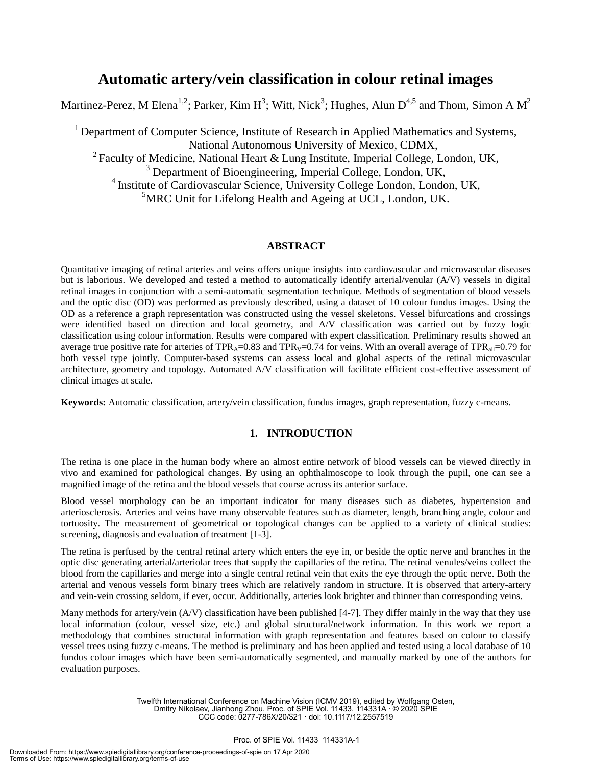# Automatic artery/vein classification in colour retinal images

Martinez-Perez, M Elena[1,2]; Parker, Kim H[3]; Witt, Nick[3]; Hughes, Alun D[4,5] and Thom, Simon A M[2]

[1] Department of Computer Science, Institute of Research in Applied Mathematics and Systems, National Autonomous University of Mexico, CDMX,
[2] Faculty of Medicine, National Heart & Lung Institute, Imperial College, London, UK,
[3] Department of Bioengineering, Imperial College, London, UK,
[4] Institute of Cardiovascular Science, University College London, London, UK,
[5] MRC Unit for Lifelong Health and Ageing at UCL, London, UK.

## ABSTRACT

Quantitative imaging of retinal arteries and veins offers unique insights into cardiovascular and microvascular diseases but is laborious. We developed and tested a method to automatically identify arterial/venular (A/V) vessels in digital retinal images in conjunction with a semi-automatic segmentation technique. Methods of segmentation of blood vessels and the optic disc (OD) was performed as previously described, using a dataset of 10 colour fundus images. Using the OD as a reference a graph representation was constructed using the vessel skeletons. Vessel bifurcations and crossings were identified based on direction and local geometry, and A/V classification was carried out by fuzzy logic classification using colour information. Results were compared with expert classification. Preliminary results showed an average true positive rate for arteries of $TPR_A$=0.83 and $TPR_V$=0.74 for veins. With an overall average of $TPR_{all}$=0.79 for both vessel type jointly. Computer-based systems can assess local and global aspects of the retinal microvascular architecture, geometry and topology. Automated A/V classification will facilitate efficient cost-effective assessment of clinical images at scale.

**Keywords:** Automatic classification, artery/vein classification, fundus images, graph representation, fuzzy c-means.

## 1. INTRODUCTION

The retina is one place in the human body where an almost entire network of blood vessels can be viewed directly in vivo and examined for pathological changes. By using an ophthalmoscope to look through the pupil, one can see a magnified image of the retina and the blood vessels that course across its anterior surface.

Blood vessel morphology can be an important indicator for many diseases such as diabetes, hypertension and arteriosclerosis. Arteries and veins have many observable features such as diameter, length, branching angle, colour and tortuosity. The measurement of geometrical or topological changes can be applied to a variety of clinical studies: screening, diagnosis and evaluation of treatment [1-3].

The retina is perfused by the central retinal artery which enters the eye in, or beside the optic nerve and branches in the optic disc generating arterial/arteriolar trees that supply the capillaries of the retina. The retinal venules/veins collect the blood from the capillaries and merge into a single central retinal vein that exits the eye through the optic nerve. Both the arterial and venous vessels form binary trees which are relatively random in structure. It is observed that artery-artery and vein-vein crossing seldom, if ever, occur. Additionally, arteries look brighter and thinner than corresponding veins.

Many methods for artery/vein (A/V) classification have been published [4-7]. They differ mainly in the way that they use local information (colour, vessel size, etc.) and global structural/network information. In this work we report a methodology that combines structural information with graph representation and features based on colour to classify vessel trees using fuzzy c-means. The method is preliminary and has been applied and tested using a local database of 10 fundus colour images which have been semi-automatically segmented, and manually marked by one of the authors for evaluation purposes.

Twelfth International Conference on Machine Vision (ICMV 2019), edited by Wolfgang Osten, Dmitry Nikolaev, Jianhong Zhou, Proc. of SPIE Vol. 11433, 114331A · © 2020 SPIE
CCC code: 0277-786X/20/$21 · doi: 10.1117/12.2557519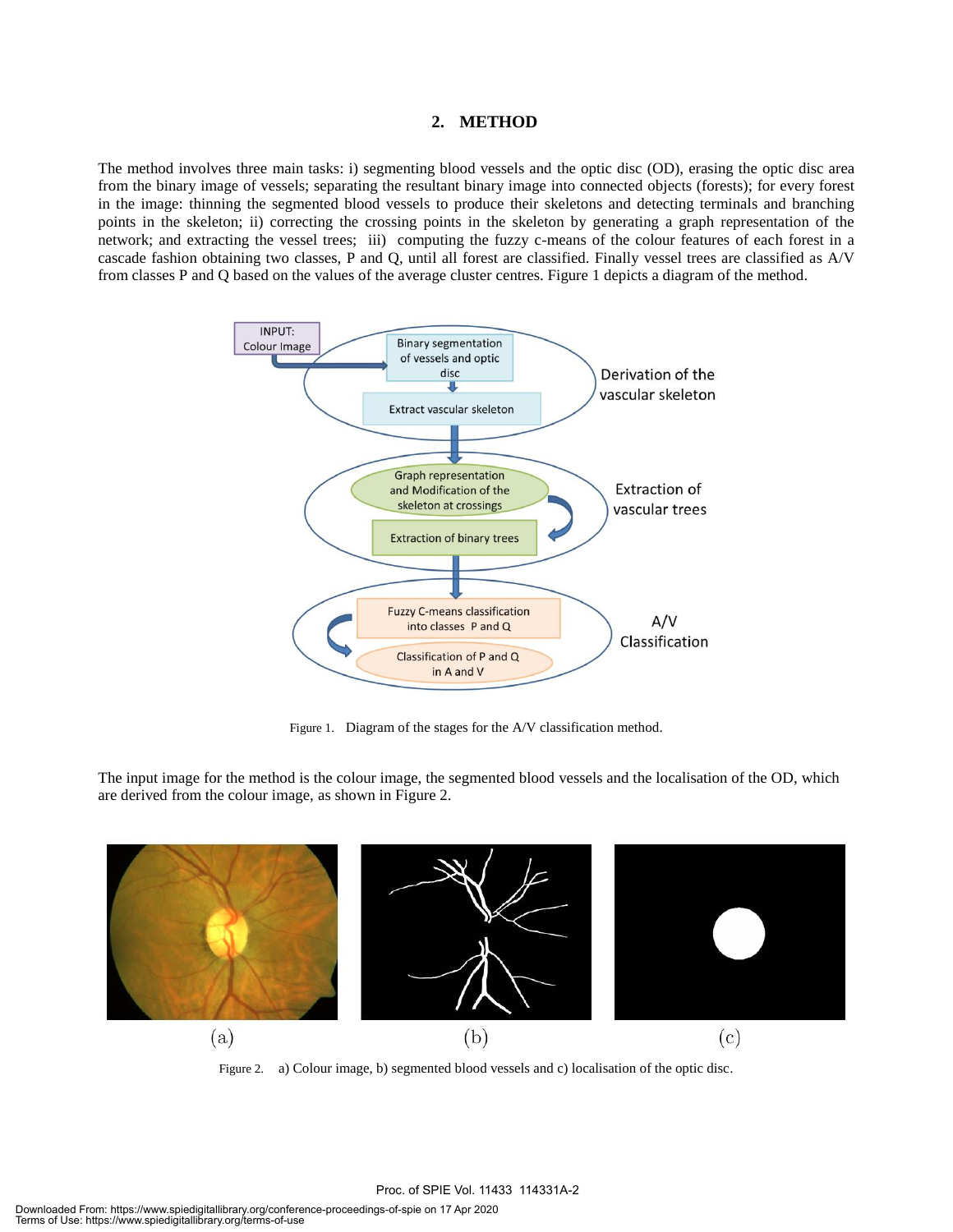## 2. METHOD

The method involves three main tasks: i) segmenting blood vessels and the optic disc (OD), erasing the optic disc area from the binary image of vessels; separating the resultant binary image into connected objects (forests); for every forest in the image: thinning the segmented blood vessels to produce their skeletons and detecting terminals and branching points in the skeleton; ii) correcting the crossing points in the skeleton by generating a graph representation of the network; and extracting the vessel trees; iii) computing the fuzzy c-means of the colour features of each forest in a cascade fashion obtaining two classes, P and Q, until all forest are classified. Finally vessel trees are classified as A/V from classes P and Q based on the values of the average cluster centres. Figure 1 depicts a diagram of the method.

Figure 1. Diagram of the stages for the A/V classification method.

The input image for the method is the colour image, the segmented blood vessels and the localisation of the OD, which are derived from the colour image, as shown in Figure 2.

Figure 2. a) Colour image, b) segmented blood vessels and c) localisation of the optic disc.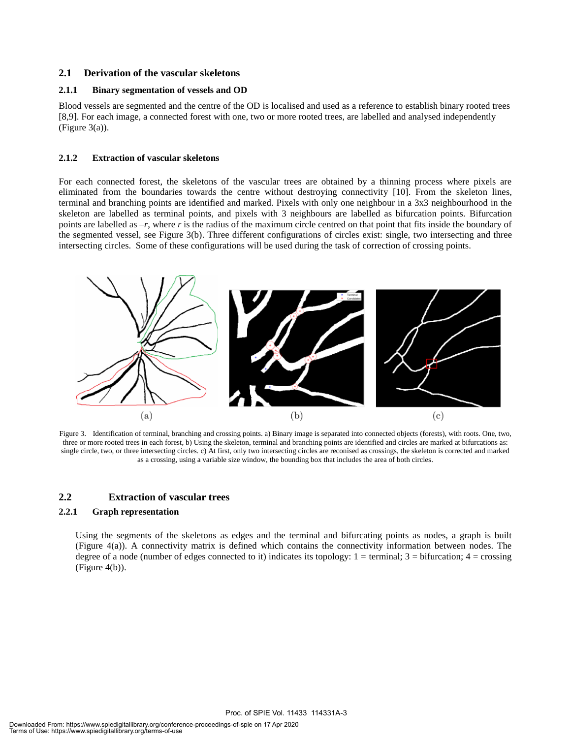## 2.1 Derivation of the vascular skeletons

### 2.1.1 Binary segmentation of vessels and OD

Blood vessels are segmented and the centre of the OD is localised and used as a reference to establish binary rooted trees [8,9]. For each image, a connected forest with one, two or more rooted trees, are labelled and analysed independently (Figure 3(a)).

### 2.1.2 Extraction of vascular skeletons

For each connected forest, the skeletons of the vascular trees are obtained by a thinning process where pixels are eliminated from the boundaries towards the centre without destroying connectivity [10]. From the skeleton lines, terminal and branching points are identified and marked. Pixels with only one neighbour in a 3x3 neighbourhood in the skeleton are labelled as terminal points, and pixels with 3 neighbours are labelled as bifurcation points. Bifurcation points are labelled as $-r$, where $r$ is the radius of the maximum circle centred on that point that fits inside the boundary of the segmented vessel, see Figure 3(b). Three different configurations of circles exist: single, two intersecting and three intersecting circles. Some of these configurations will be used during the task of correction of crossing points.

Figure 3. Identification of terminal, branching and crossing points. a) Binary image is separated into connected objects (forests), with roots. One, two, three or more rooted trees in each forest, b) Using the skeleton, terminal and branching points are identified and circles are marked at bifurcations as: single circle, two, or three intersecting circles. c) At first, only two intersecting circles are reconised as crossings, the skeleton is corrected and marked as a crossing, using a variable size window, the bounding box that includes the area of both circles.

## 2.2 Extraction of vascular trees

### 2.2.1 Graph representation

Using the segments of the skeletons as edges and the terminal and bifurcating points as nodes, a graph is built (Figure 4(a)). A connectivity matrix is defined which contains the connectivity information between nodes. The degree of a node (number of edges connected to it) indicates its topology: 1 = terminal; 3 = bifurcation; 4 = crossing (Figure 4(b)).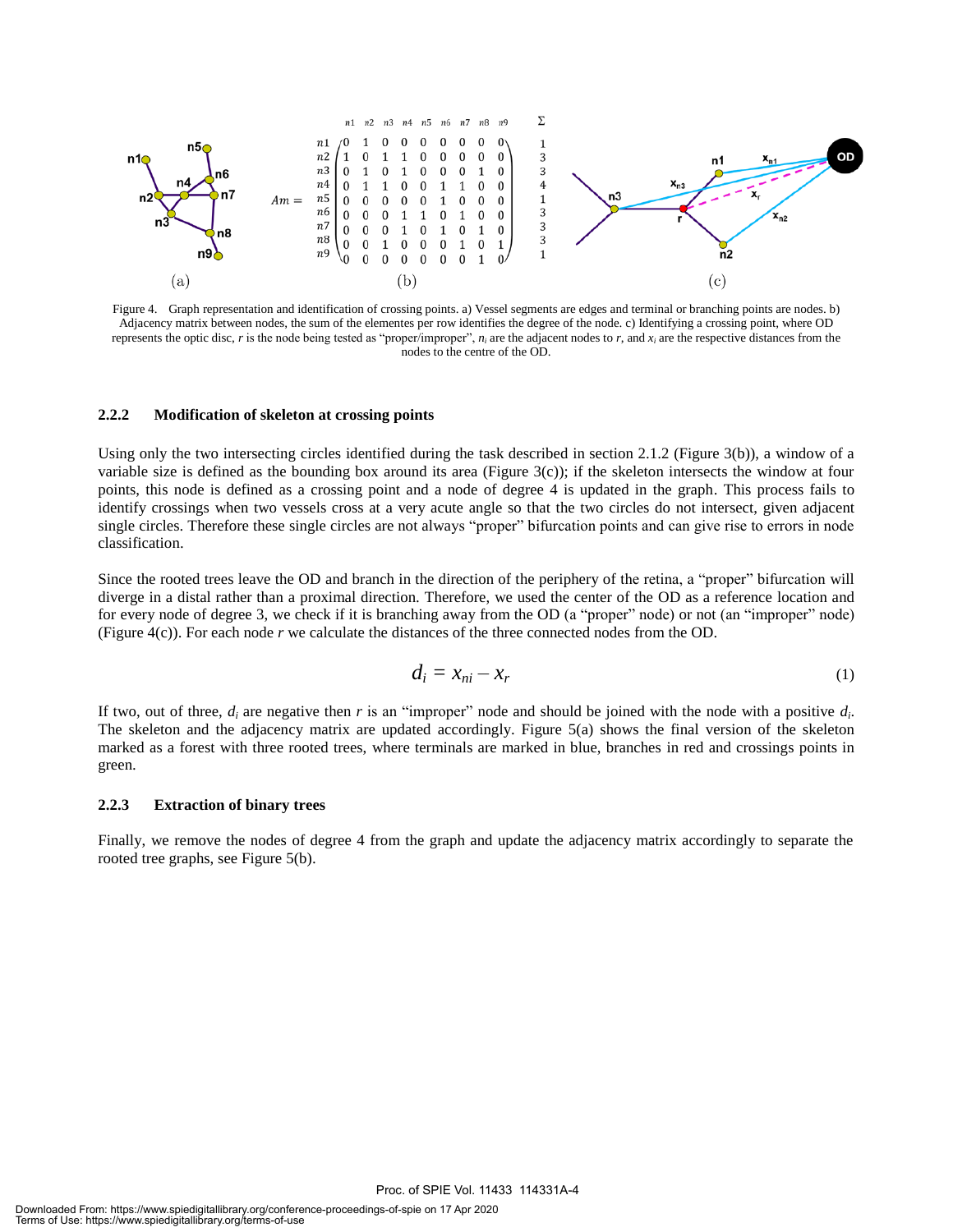Figure 4. Graph representation and identification of crossing points. a) Vessel segments are edges and terminal or branching points are nodes. b) Adjacency matrix between nodes, the sum of the elementes per row identifies the degree of the node. c) Identifying a crossing point, where OD represents the optic disc, $r$ is the node being tested as "proper/improper", $n_i$ are the adjacent nodes to $r$, and $x_i$ are the respective distances from the nodes to the centre of the OD.

### 2.2.2 Modification of skeleton at crossing points

Using only the two intersecting circles identified during the task described in section 2.1.2 (Figure 3(b)), a window of a variable size is defined as the bounding box around its area (Figure 3(c)); if the skeleton intersects the window at four points, this node is defined as a crossing point and a node of degree 4 is updated in the graph. This process fails to identify crossings when two vessels cross at a very acute angle so that the two circles do not intersect, given adjacent single circles. Therefore these single circles are not always "proper" bifurcation points and can give rise to errors in node classification.

Since the rooted trees leave the OD and branch in the direction of the periphery of the retina, a "proper" bifurcation will diverge in a distal rather than a proximal direction. Therefore, we used the center of the OD as a reference location and for every node of degree 3, we check if it is branching away from the OD (a "proper" node) or not (an "improper" node) (Figure 4(c)). For each node $r$ we calculate the distances of the three connected nodes from the OD.

$$d_i = x_{ni} - x_r \tag{1}$$

If two, out of three, $d_i$ are negative then $r$ is an "improper" node and should be joined with the node with a positive $d_i$. The skeleton and the adjacency matrix are updated accordingly. Figure 5(a) shows the final version of the skeleton marked as a forest with three rooted trees, where terminals are marked in blue, branches in red and crossings points in green.

### 2.2.3 Extraction of binary trees

Finally, we remove the nodes of degree 4 from the graph and update the adjacency matrix accordingly to separate the rooted tree graphs, see Figure 5(b).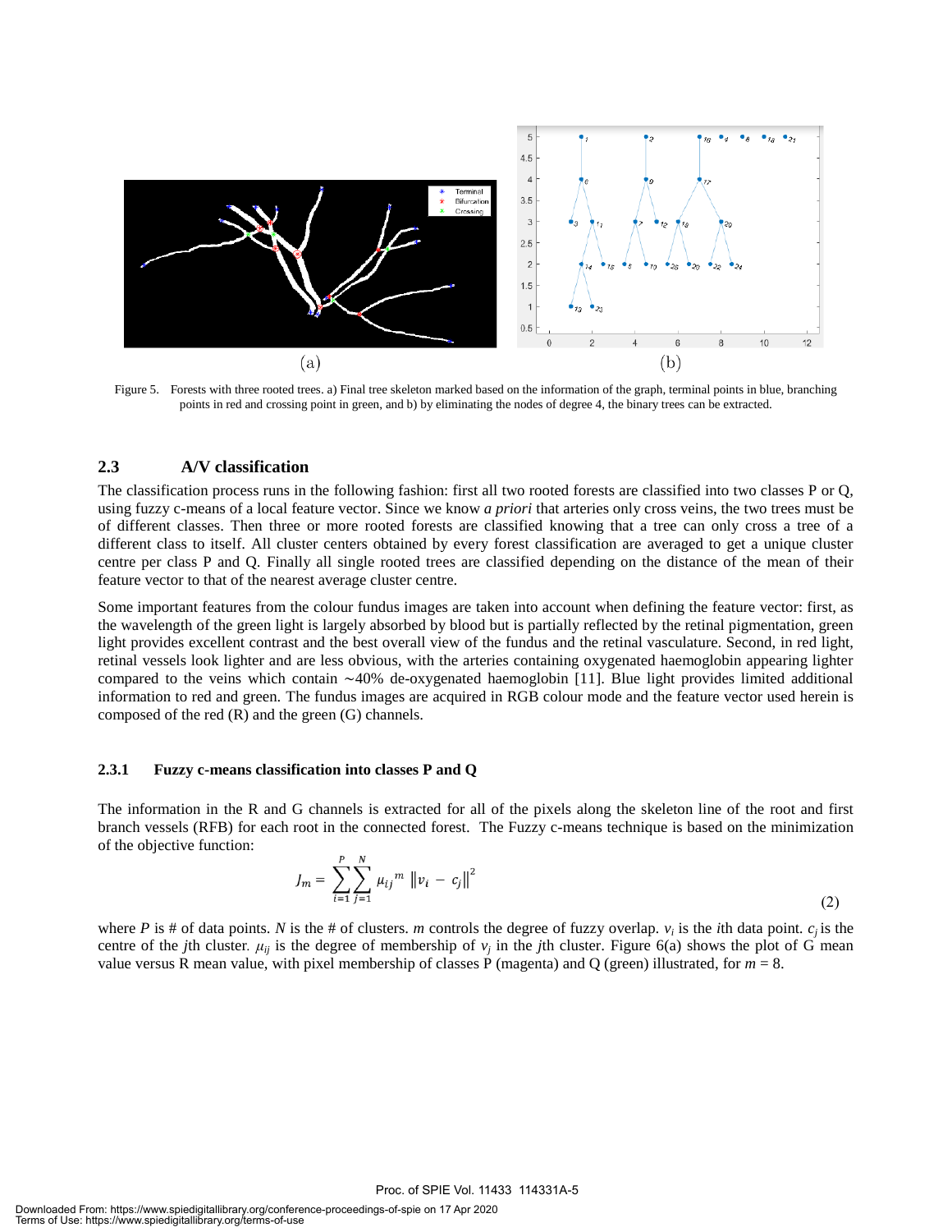(a)

(b)

Figure 5. Forests with three rooted trees. a) Final tree skeleton marked based on the information of the graph, terminal points in blue, branching points in red and crossing point in green, and b) by eliminating the nodes of degree 4, the binary trees can be extracted.

### 2.3 A/V classification

The classification process runs in the following fashion: first all two rooted forests are classified into two classes P or Q, using fuzzy c-means of a local feature vector. Since we know *a priori* that arteries only cross veins, the two trees must be of different classes. Then three or more rooted forests are classified knowing that a tree can only cross a tree of a different class to itself. All cluster centers obtained by every forest classification are averaged to get a unique cluster centre per class P and Q. Finally all single rooted trees are classified depending on the distance of the mean of their feature vector to that of the nearest average cluster centre.

Some important features from the colour fundus images are taken into account when defining the feature vector: first, as the wavelength of the green light is largely absorbed by blood but is partially reflected by the retinal pigmentation, green light provides excellent contrast and the best overall view of the fundus and the retinal vasculature. Second, in red light, retinal vessels look lighter and are less obvious, with the arteries containing oxygenated haemoglobin appearing lighter compared to the veins which contain ∼40% de-oxygenated haemoglobin [11]. Blue light provides limited additional information to red and green. The fundus images are acquired in RGB colour mode and the feature vector used herein is composed of the red (R) and the green (G) channels.

#### 2.3.1 Fuzzy c-means classification into classes P and Q

The information in the R and G channels is extracted for all of the pixels along the skeleton line of the root and first branch vessels (RFB) for each root in the connected forest. The Fuzzy c-means technique is based on the minimization of the objective function:

$$J_m = \sum_{i=1}^{P} \sum_{j=1}^{N} \mu_{ij}{}^{m} \left\| v_i - c_j \right\|^2 \tag{2}$$

where $P$ is # of data points. $N$ is the # of clusters. $m$ controls the degree of fuzzy overlap. $v_i$ is the $i$th data point. $c_j$ is the centre of the $j$th cluster. $\mu_{ij}$ is the degree of membership of $v_j$ in the $j$th cluster. Figure 6(a) shows the plot of G mean value versus R mean value, with pixel membership of classes P (magenta) and Q (green) illustrated, for $m = 8$.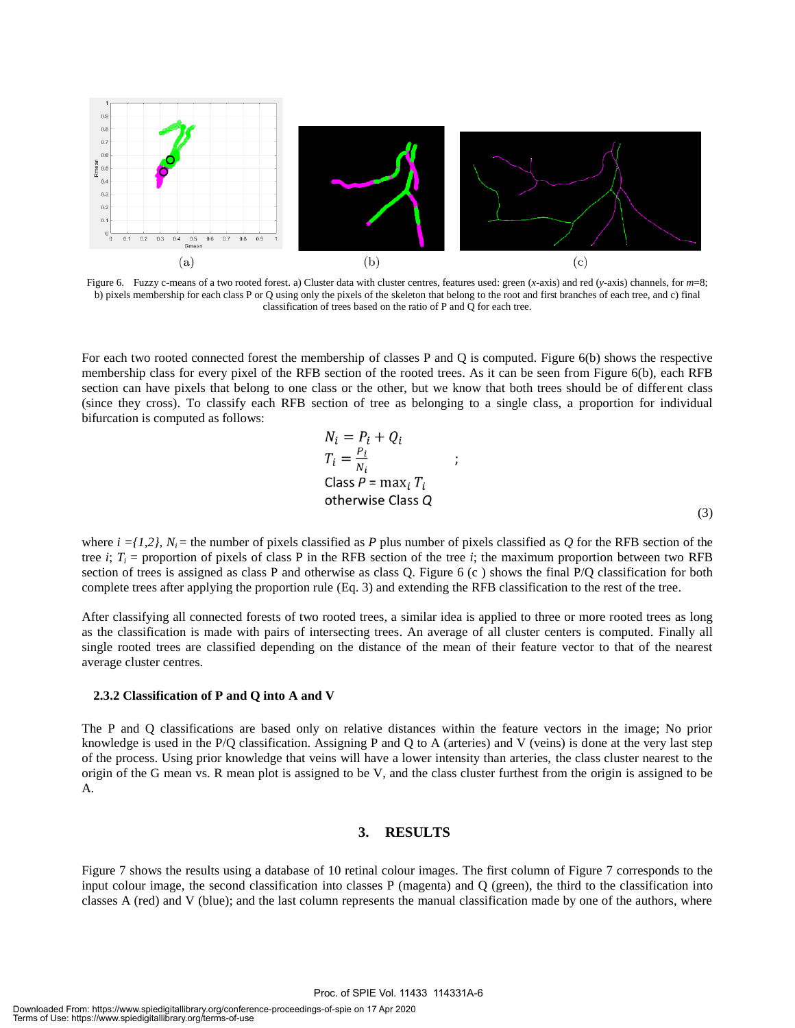(a) (b) (c)

Figure 6. Fuzzy c-means of a two rooted forest. a) Cluster data with cluster centres, features used: green (*x*-axis) and red (*y*-axis) channels, for $m$=8; b) pixels membership for each class P or Q using only the pixels of the skeleton that belong to the root and first branches of each tree, and c) final classification of trees based on the ratio of P and Q for each tree.

For each two rooted connected forest the membership of classes P and Q is computed. Figure 6(b) shows the respective membership class for every pixel of the RFB section of the rooted trees. As it can be seen from Figure 6(b), each RFB section can have pixels that belong to one class or the other, but we know that both trees should be of different class (since they cross). To classify each RFB section of tree as belonging to a single class, a proportion for individual bifurcation is computed as follows:

$$
\begin{aligned}
&N_i = P_i + Q_i \\
&T_i = \frac{P_i}{N_i} \qquad ; \\
&\text{Class } P = \max_i T_i \\
&\text{otherwise Class } Q
\end{aligned}
\tag{3}
$$

where $i = \{1,2\}$, $N_i$ = the number of pixels classified as $P$ plus number of pixels classified as $Q$ for the RFB section of the tree $i$; $T_i$ = proportion of pixels of class P in the RFB section of the tree $i$; the maximum proportion between two RFB section of trees is assigned as class P and otherwise as class Q. Figure 6 (c ) shows the final P/Q classification for both complete trees after applying the proportion rule (Eq. 3) and extending the RFB classification to the rest of the tree.

After classifying all connected forests of two rooted trees, a similar idea is applied to three or more rooted trees as long as the classification is made with pairs of intersecting trees. An average of all cluster centers is computed. Finally all single rooted trees are classified depending on the distance of the mean of their feature vector to that of the nearest average cluster centres.

### 2.3.2 Classification of P and Q into A and V

The P and Q classifications are based only on relative distances within the feature vectors in the image; No prior knowledge is used in the P/Q classification. Assigning P and Q to A (arteries) and V (veins) is done at the very last step of the process. Using prior knowledge that veins will have a lower intensity than arteries, the class cluster nearest to the origin of the G mean vs. R mean plot is assigned to be V, and the class cluster furthest from the origin is assigned to be A.

## 3. RESULTS

Figure 7 shows the results using a database of 10 retinal colour images. The first column of Figure 7 corresponds to the input colour image, the second classification into classes P (magenta) and Q (green), the third to the classification into classes A (red) and V (blue); and the last column represents the manual classification made by one of the authors, where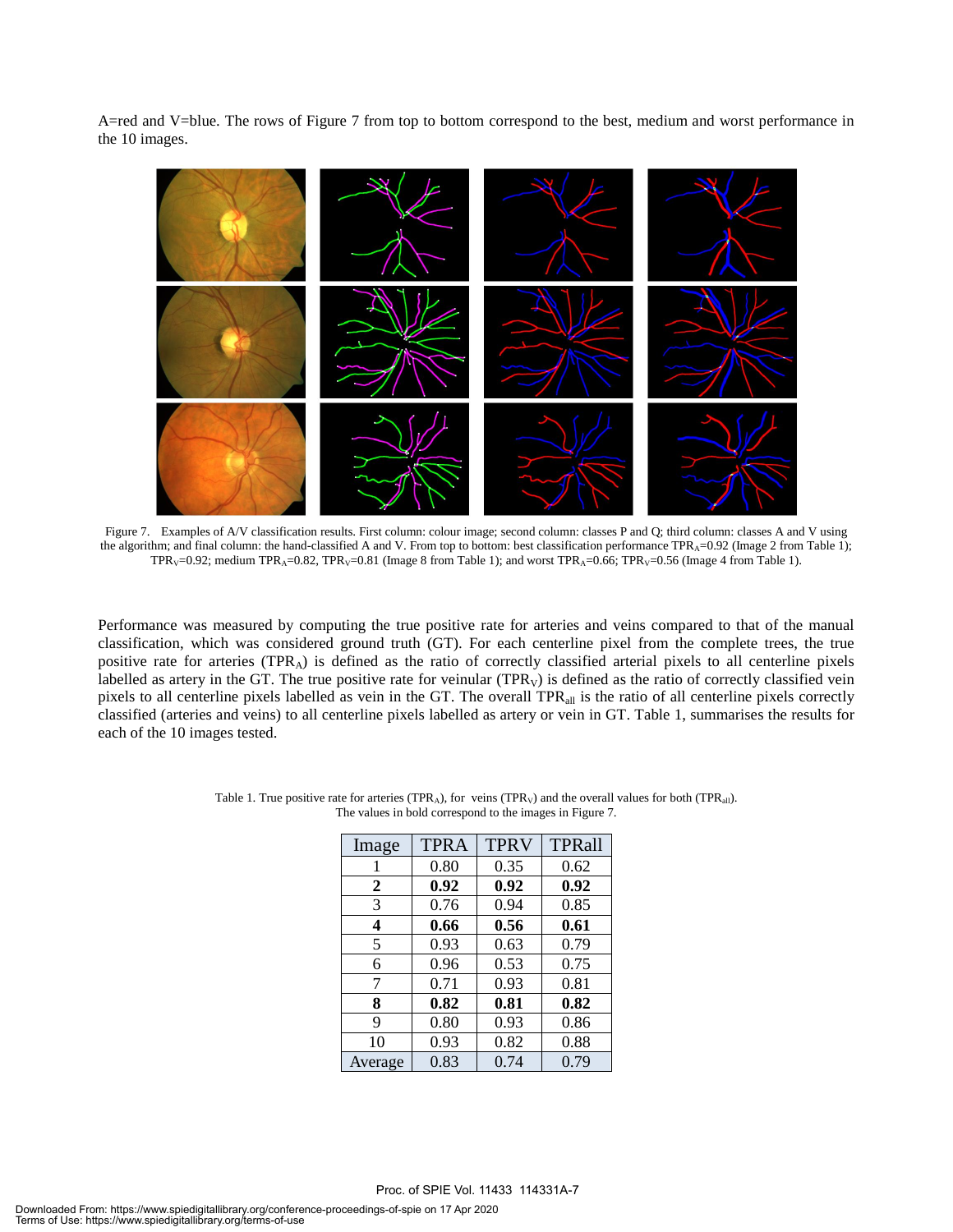A=red and V=blue. The rows of Figure 7 from top to bottom correspond to the best, medium and worst performance in the 10 images.

Figure 7. Examples of A/V classification results. First column: colour image; second column: classes P and Q; third column: classes A and V using the algorithm; and final column: the hand-classified A and V. From top to bottom: best classification performance $TPR_A$=0.92 (Image 2 from Table 1); $TPR_V$=0.92; medium $TPR_A$=0.82, $TPR_V$=0.81 (Image 8 from Table 1); and worst $TPR_A$=0.66; $TPR_V$=0.56 (Image 4 from Table 1).

Performance was measured by computing the true positive rate for arteries and veins compared to that of the manual classification, which was considered ground truth (GT). For each centerline pixel from the complete trees, the true positive rate for arteries ($TPR_A$) is defined as the ratio of correctly classified arterial pixels to all centerline pixels labelled as artery in the GT. The true positive rate for veinular ($TPR_V$) is defined as the ratio of correctly classified vein pixels to all centerline pixels labelled as vein in the GT. The overall $TPR_{all}$ is the ratio of all centerline pixels correctly classified (arteries and veins) to all centerline pixels labelled as artery or vein in GT. Table 1, summarises the results for each of the 10 images tested.

Table 1. True positive rate for arteries ($TPR_A$), for veins ($TPR_V$) and the overall values for both ($TPR_{all}$). The values in bold correspond to the images in Figure 7.

| Image | TPRA | TPRV | TPRall |
|---|---|---|---|
| 1 | 0.80 | 0.35 | 0.62 |
| **2** | **0.92** | **0.92** | **0.92** |
| 3 | 0.76 | 0.94 | 0.85 |
| **4** | **0.66** | **0.56** | **0.61** |
| 5 | 0.93 | 0.63 | 0.79 |
| 6 | 0.96 | 0.53 | 0.75 |
| 7 | 0.71 | 0.93 | 0.81 |
| **8** | **0.82** | **0.81** | **0.82** |
| 9 | 0.80 | 0.93 | 0.86 |
| 10 | 0.93 | 0.82 | 0.88 |
| Average | 0.83 | 0.74 | 0.79 |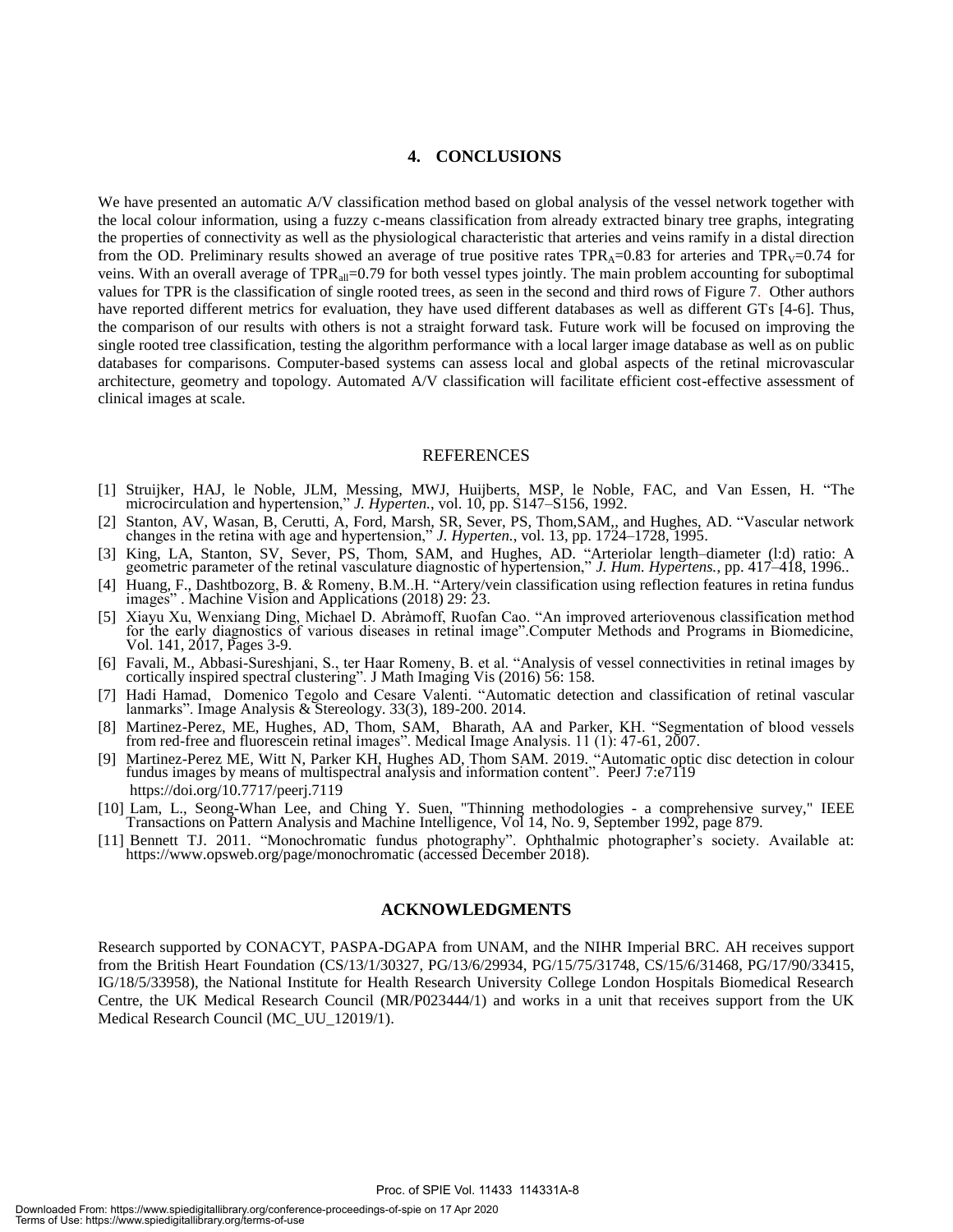## 4. CONCLUSIONS

We have presented an automatic A/V classification method based on global analysis of the vessel network together with the local colour information, using a fuzzy c-means classification from already extracted binary tree graphs, integrating the properties of connectivity as well as the physiological characteristic that arteries and veins ramify in a distal direction from the OD. Preliminary results showed an average of true positive rates $TPR_A$=0.83 for arteries and $TPR_V$=0.74 for veins. With an overall average of $TPR_{all}$=0.79 for both vessel types jointly. The main problem accounting for suboptimal values for TPR is the classification of single rooted trees, as seen in the second and third rows of Figure 7. Other authors have reported different metrics for evaluation, they have used different databases as well as different GTs [4-6]. Thus, the comparison of our results with others is not a straight forward task. Future work will be focused on improving the single rooted tree classification, testing the algorithm performance with a local larger image database as well as on public databases for comparisons. Computer-based systems can assess local and global aspects of the retinal microvascular architecture, geometry and topology. Automated A/V classification will facilitate efficient cost-effective assessment of clinical images at scale.

## REFERENCES

[1] Struijker, HAJ, le Noble, JLM, Messing, MWJ, Huijberts, MSP, le Noble, FAC, and Van Essen, H. "The microcirculation and hypertension," *J. Hyperten.*, vol. 10, pp. S147–S156, 1992.

[2] Stanton, AV, Wasan, B, Cerutti, A, Ford, Marsh, SR, Sever, PS, Thom,SAM,, and Hughes, AD. "Vascular network changes in the retina with age and hypertension," *J. Hyperten.*, vol. 13, pp. 1724–1728, 1995.

[3] King, LA, Stanton, SV, Sever, PS, Thom, SAM, and Hughes, AD. "Arteriolar length–diameter (l:d) ratio: A geometric parameter of the retinal vasculature diagnostic of hypertension," *J. Hum. Hypertens.*, pp. 417–418, 1996..

[4] Huang, F., Dashtbozorg, B. & Romeny, B.M..H. "Artery/vein classification using reflection features in retina fundus images" . Machine Vision and Applications (2018) 29: 23.

[5] Xiayu Xu, Wenxiang Ding, Michael D. Abràmoff, Ruofan Cao. "An improved arteriovenous classification method for the early diagnostics of various diseases in retinal image".Computer Methods and Programs in Biomedicine, Vol. 141, 2017, Pages 3-9.

[6] Favali, M., Abbasi-Sureshjani, S., ter Haar Romeny, B. et al. "Analysis of vessel connectivities in retinal images by cortically inspired spectral clustering". J Math Imaging Vis (2016) 56: 158.

[7] Hadi Hamad, Domenico Tegolo and Cesare Valenti. "Automatic detection and classification of retinal vascular lanmarks". Image Analysis & Stereology. 33(3), 189-200. 2014.

[8] Martinez-Perez, ME, Hughes, AD, Thom, SAM, Bharath, AA and Parker, KH. "Segmentation of blood vessels from red-free and fluorescein retinal images". Medical Image Analysis. 11 (1): 47-61, 2007.

[9] Martinez-Perez ME, Witt N, Parker KH, Hughes AD, Thom SAM. 2019. "Automatic optic disc detection in colour fundus images by means of multispectral analysis and information content". PeerJ 7:e7119 https://doi.org/10.7717/peerj.7119

[10] Lam, L., Seong-Whan Lee, and Ching Y. Suen, "Thinning methodologies - a comprehensive survey," IEEE Transactions on Pattern Analysis and Machine Intelligence, Vol 14, No. 9, September 1992, page 879.

[11] Bennett TJ. 2011. "Monochromatic fundus photography". Ophthalmic photographer's society. Available at: https://www.opsweb.org/page/monochromatic (accessed December 2018).

## ACKNOWLEDGMENTS

Research supported by CONACYT, PASPA-DGAPA from UNAM, and the NIHR Imperial BRC. AH receives support from the British Heart Foundation (CS/13/1/30327, PG/13/6/29934, PG/15/75/31748, CS/15/6/31468, PG/17/90/33415, IG/18/5/33958), the National Institute for Health Research University College London Hospitals Biomedical Research Centre, the UK Medical Research Council (MR/P023444/1) and works in a unit that receives support from the UK Medical Research Council (MC_UU_12019/1).